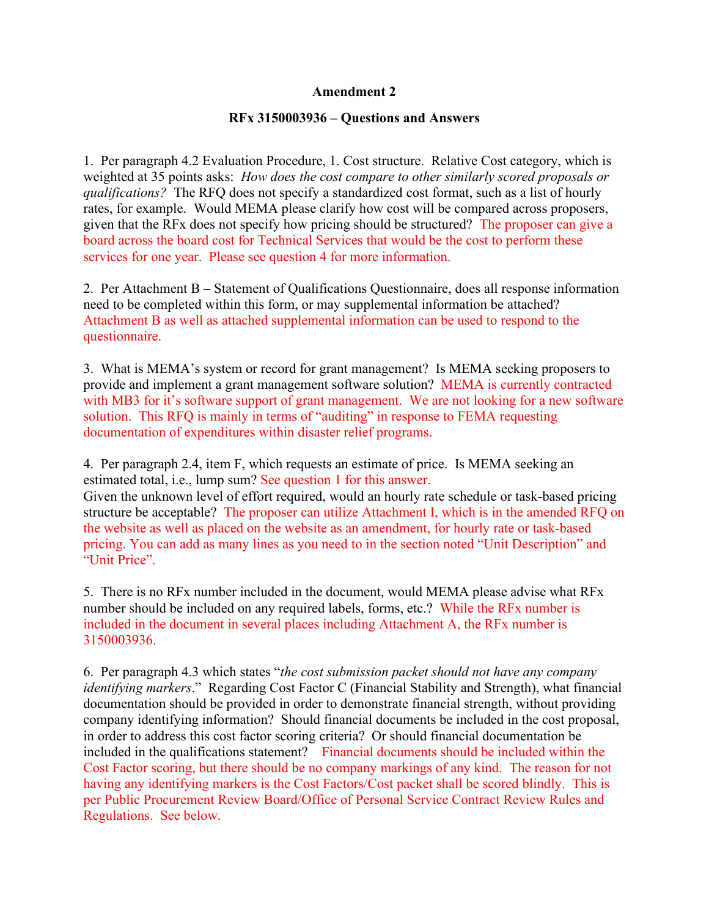**Amendment 2**

**RFx 3150003936 – Questions and Answers**

1. Per paragraph 4.2 Evaluation Procedure, 1. Cost structure. Relative Cost category, which is weighted at 35 points asks: *How does the cost compare to other similarly scored proposals or qualifications?* The RFQ does not specify a standardized cost format, such as a list of hourly rates, for example. Would MEMA please clarify how cost will be compared across proposers, given that the RFx does not specify how pricing should be structured? The proposer can give a board across the board cost for Technical Services that would be the cost to perform these services for one year. Please see question 4 for more information.

2. Per Attachment B – Statement of Qualifications Questionnaire, does all response information need to be completed within this form, or may supplemental information be attached? Attachment B as well as attached supplemental information can be used to respond to the questionnaire.

3. What is MEMA's system or record for grant management? Is MEMA seeking proposers to provide and implement a grant management software solution? MEMA is currently contracted with MB3 for it's software support of grant management. We are not looking for a new software solution. This RFQ is mainly in terms of "auditing" in response to FEMA requesting documentation of expenditures within disaster relief programs.

4. Per paragraph 2.4, item F, which requests an estimate of price. Is MEMA seeking an estimated total, i.e., lump sum? See question 1 for this answer.
Given the unknown level of effort required, would an hourly rate schedule or task-based pricing structure be acceptable? The proposer can utilize Attachment I, which is in the amended RFQ on the website as well as placed on the website as an amendment, for hourly rate or task-based pricing. You can add as many lines as you need to in the section noted "Unit Description" and "Unit Price".

5. There is no RFx number included in the document, would MEMA please advise what RFx number should be included on any required labels, forms, etc.? While the RFx number is included in the document in several places including Attachment A, the RFx number is 3150003936.

6. Per paragraph 4.3 which states "*the cost submission packet should not have any company identifying markers*." Regarding Cost Factor C (Financial Stability and Strength), what financial documentation should be provided in order to demonstrate financial strength, without providing company identifying information? Should financial documents be included in the cost proposal, in order to address this cost factor scoring criteria? Or should financial documentation be included in the qualifications statement? Financial documents should be included within the Cost Factor scoring, but there should be no company markings of any kind. The reason for not having any identifying markers is the Cost Factors/Cost packet shall be scored blindly. This is per Public Procurement Review Board/Office of Personal Service Contract Review Rules and Regulations. See below.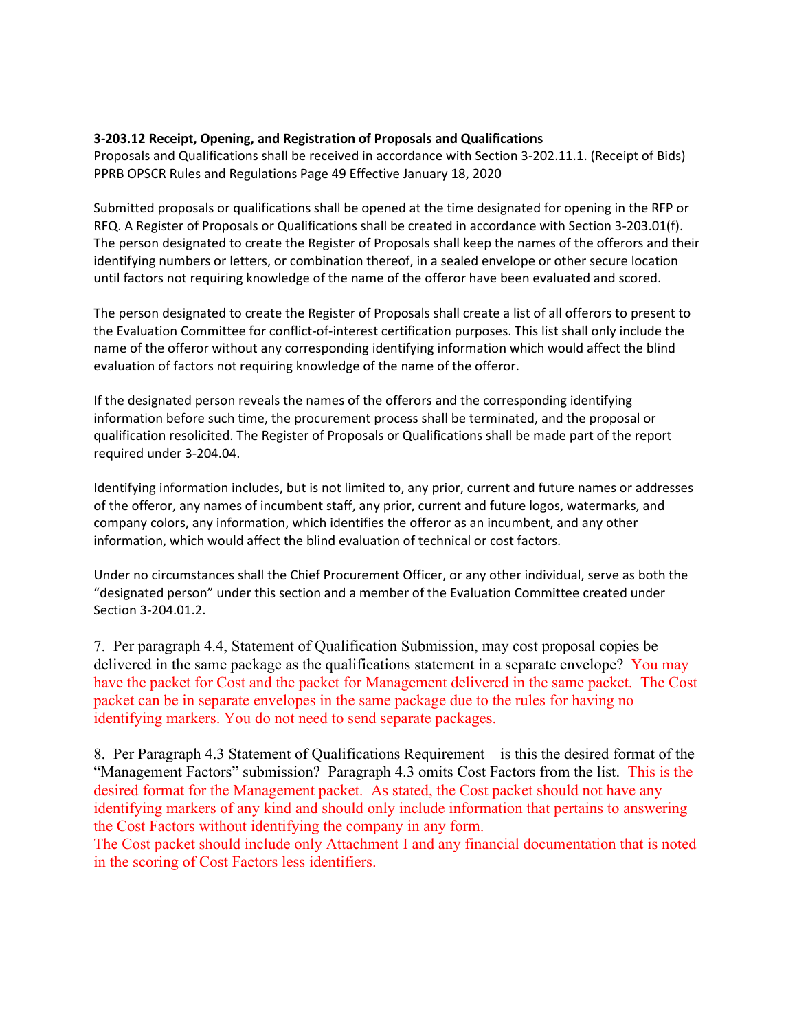**3-203.12 Receipt, Opening, and Registration of Proposals and Qualifications**

Proposals and Qualifications shall be received in accordance with Section 3-202.11.1. (Receipt of Bids) PPRB OPSCR Rules and Regulations Page 49 Effective January 18, 2020

Submitted proposals or qualifications shall be opened at the time designated for opening in the RFP or RFQ. A Register of Proposals or Qualifications shall be created in accordance with Section 3-203.01(f). The person designated to create the Register of Proposals shall keep the names of the offerors and their identifying numbers or letters, or combination thereof, in a sealed envelope or other secure location until factors not requiring knowledge of the name of the offeror have been evaluated and scored.

The person designated to create the Register of Proposals shall create a list of all offerors to present to the Evaluation Committee for conflict-of-interest certification purposes. This list shall only include the name of the offeror without any corresponding identifying information which would affect the blind evaluation of factors not requiring knowledge of the name of the offeror.

If the designated person reveals the names of the offerors and the corresponding identifying information before such time, the procurement process shall be terminated, and the proposal or qualification resolicited. The Register of Proposals or Qualifications shall be made part of the report required under 3-204.04.

Identifying information includes, but is not limited to, any prior, current and future names or addresses of the offeror, any names of incumbent staff, any prior, current and future logos, watermarks, and company colors, any information, which identifies the offeror as an incumbent, and any other information, which would affect the blind evaluation of technical or cost factors.

Under no circumstances shall the Chief Procurement Officer, or any other individual, serve as both the "designated person" under this section and a member of the Evaluation Committee created under Section 3-204.01.2.

7. Per paragraph 4.4, Statement of Qualification Submission, may cost proposal copies be delivered in the same package as the qualifications statement in a separate envelope? You may have the packet for Cost and the packet for Management delivered in the same packet. The Cost packet can be in separate envelopes in the same package due to the rules for having no identifying markers. You do not need to send separate packages.

8. Per Paragraph 4.3 Statement of Qualifications Requirement – is this the desired format of the "Management Factors" submission? Paragraph 4.3 omits Cost Factors from the list. This is the desired format for the Management packet. As stated, the Cost packet should not have any identifying markers of any kind and should only include information that pertains to answering the Cost Factors without identifying the company in any form.
The Cost packet should include only Attachment I and any financial documentation that is noted in the scoring of Cost Factors less identifiers.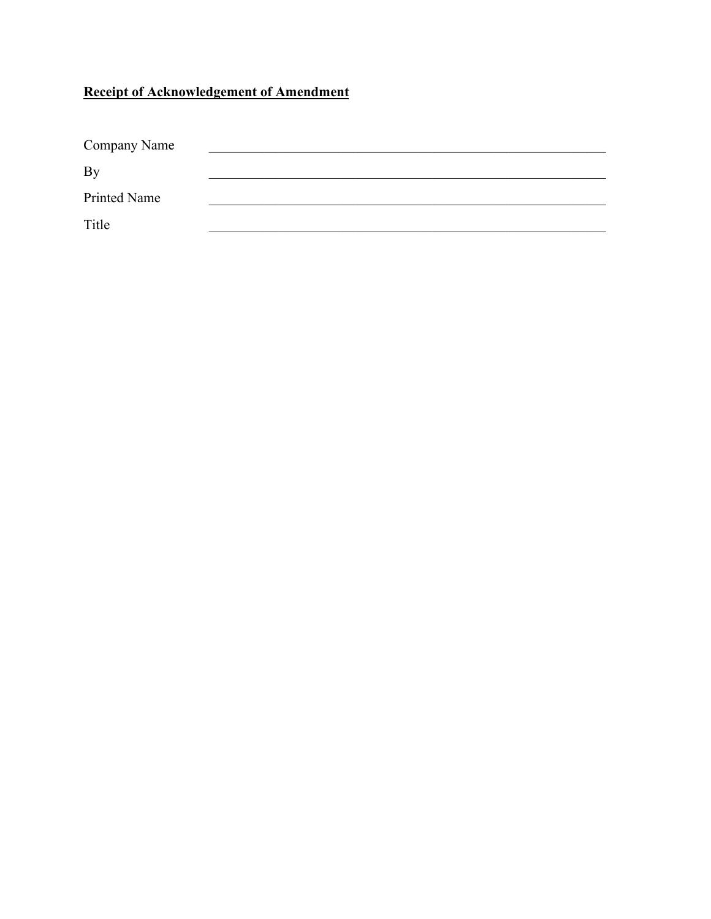**<u>Receipt of Acknowledgement of Amendment</u>**

| | |
|---|---|
| Company Name | ______________________________ |
| By | ______________________________ |
| Printed Name | ______________________________ |
| Title | ______________________________ |